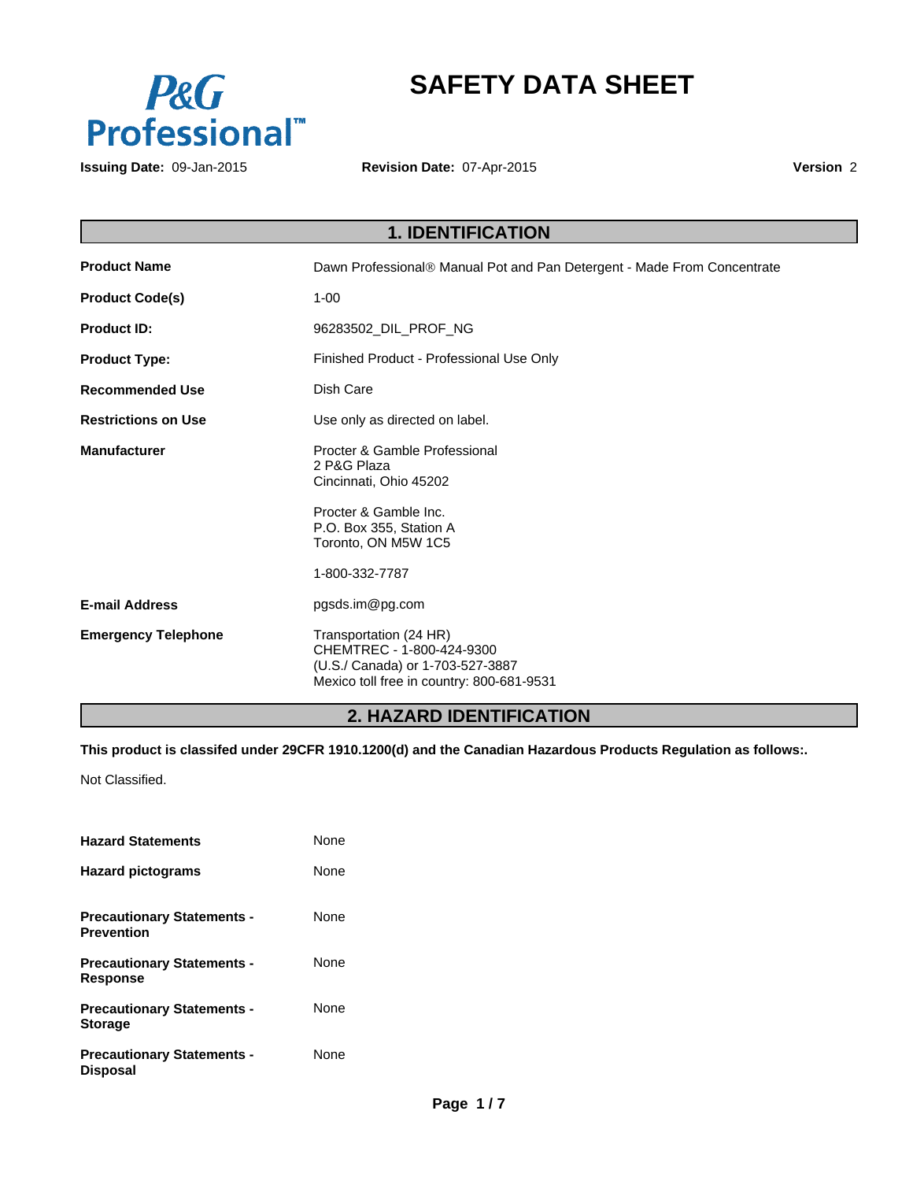P&G Professional™

# SAFETY DATA SHEET

**Issuing Date:** 09-Jan-2015 **Revision Date:** 07-Apr-2015 **Version** 2

## 1. IDENTIFICATION

| | |
|---|---|
| **Product Name** | Dawn Professional® Manual Pot and Pan Detergent - Made From Concentrate |
| **Product Code(s)** | 1-00 |
| **Product ID:** | 96283502_DIL_PROF_NG |
| **Product Type:** | Finished Product - Professional Use Only |
| **Recommended Use** | Dish Care |
| **Restrictions on Use** | Use only as directed on label. |
| **Manufacturer** | Procter & Gamble Professional<br>2 P&G Plaza<br>Cincinnati, Ohio 45202<br><br>Procter & Gamble Inc.<br>P.O. Box 355, Station A<br>Toronto, ON M5W 1C5<br><br>1-800-332-7787 |
| **E-mail Address** | pgsds.im@pg.com |
| **Emergency Telephone** | Transportation (24 HR)<br>CHEMTREC - 1-800-424-9300<br>(U.S./ Canada) or 1-703-527-3887<br>Mexico toll free in country: 800-681-9531 |

## 2. HAZARD IDENTIFICATION

**This product is classifed under 29CFR 1910.1200(d) and the Canadian Hazardous Products Regulation as follows:.**

Not Classified.

| | |
|---|---|
| **Hazard Statements** | None |
| **Hazard pictograms** | None |
| **Precautionary Statements - Prevention** | None |
| **Precautionary Statements - Response** | None |
| **Precautionary Statements - Storage** | None |
| **Precautionary Statements - Disposal** | None |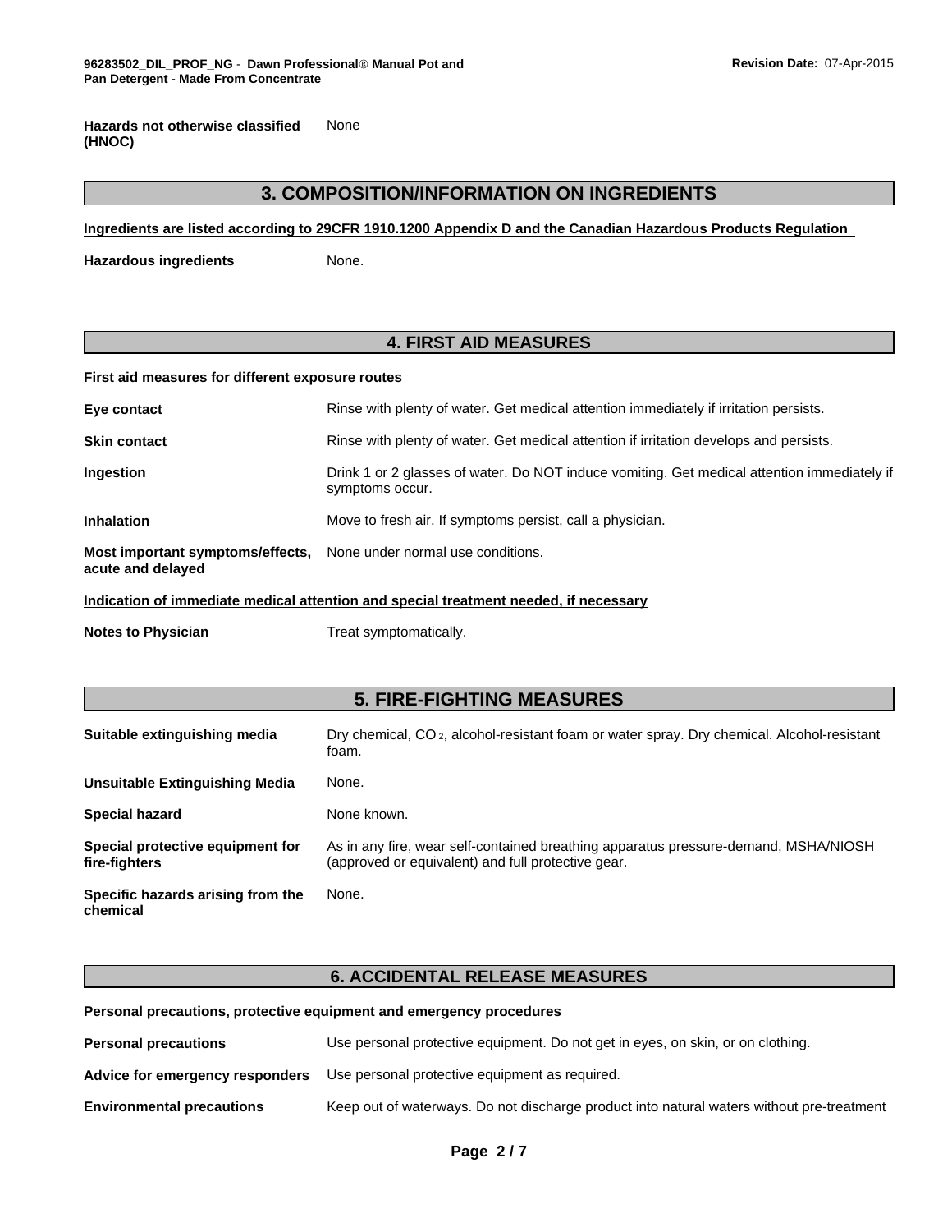**Hazards not otherwise classified (HNOC)** None

## 3. COMPOSITION/INFORMATION ON INGREDIENTS

**Ingredients are listed according to 29CFR 1910.1200 Appendix D and the Canadian Hazardous Products Regulation**

**Hazardous ingredients** None.

## 4. FIRST AID MEASURES

**First aid measures for different exposure routes**

**Eye contact** Rinse with plenty of water. Get medical attention immediately if irritation persists.

**Skin contact** Rinse with plenty of water. Get medical attention if irritation develops and persists.

**Ingestion** Drink 1 or 2 glasses of water. Do NOT induce vomiting. Get medical attention immediately if symptoms occur.

**Inhalation** Move to fresh air. If symptoms persist, call a physician.

**Most important symptoms/effects, acute and delayed** None under normal use conditions.

**Indication of immediate medical attention and special treatment needed, if necessary**

**Notes to Physician** Treat symptomatically.

## 5. FIRE-FIGHTING MEASURES

**Suitable extinguishing media** Dry chemical, $CO_2$, alcohol-resistant foam or water spray. Dry chemical. Alcohol-resistant foam.

**Unsuitable Extinguishing Media** None.

**Special hazard** None known.

**Special protective equipment for fire-fighters** As in any fire, wear self-contained breathing apparatus pressure-demand, MSHA/NIOSH (approved or equivalent) and full protective gear.

**Specific hazards arising from the chemical** None.

## 6. ACCIDENTAL RELEASE MEASURES

**Personal precautions, protective equipment and emergency procedures**

**Personal precautions** Use personal protective equipment. Do not get in eyes, on skin, or on clothing.

**Advice for emergency responders** Use personal protective equipment as required.

**Environmental precautions** Keep out of waterways. Do not discharge product into natural waters without pre-treatment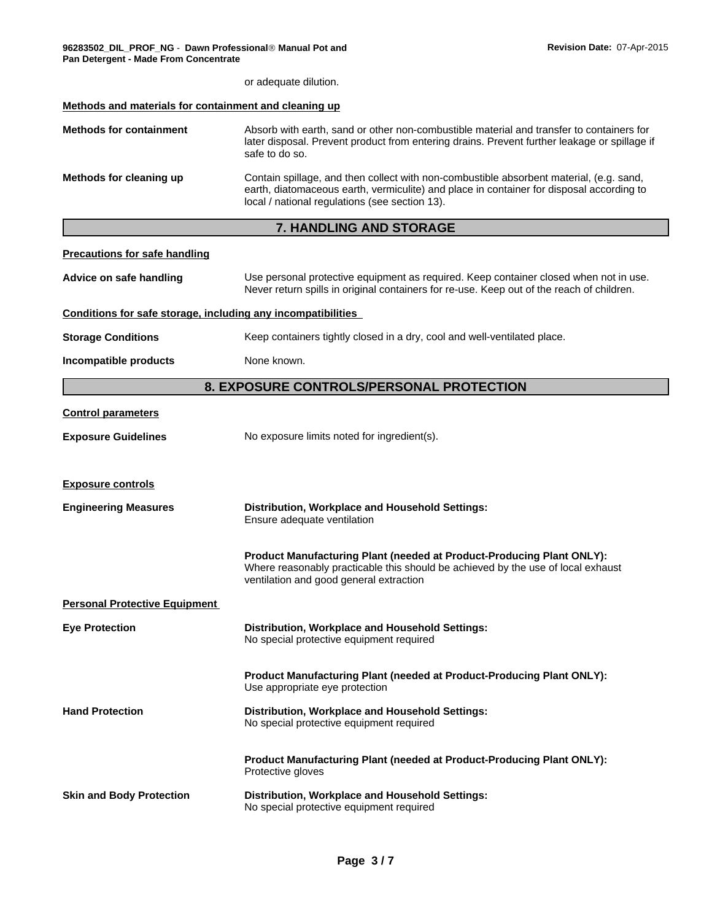or adequate dilution.

**Methods and materials for containment and cleaning up**

**Methods for containment** Absorb with earth, sand or other non-combustible material and transfer to containers for later disposal. Prevent product from entering drains. Prevent further leakage or spillage if safe to do so.

**Methods for cleaning up** Contain spillage, and then collect with non-combustible absorbent material, (e.g. sand, earth, diatomaceous earth, vermiculite) and place in container for disposal according to local / national regulations (see section 13).

## 7. HANDLING AND STORAGE

**Precautions for safe handling**

**Advice on safe handling** Use personal protective equipment as required. Keep container closed when not in use. Never return spills in original containers for re-use. Keep out of the reach of children.

**Conditions for safe storage, including any incompatibilities**

**Storage Conditions** Keep containers tightly closed in a dry, cool and well-ventilated place.

**Incompatible products** None known.

## 8. EXPOSURE CONTROLS/PERSONAL PROTECTION

**Control parameters**

**Exposure Guidelines** No exposure limits noted for ingredient(s).

**Exposure controls**

**Engineering Measures**

**Distribution, Workplace and Household Settings:**
Ensure adequate ventilation

**Product Manufacturing Plant (needed at Product-Producing Plant ONLY):**
Where reasonably practicable this should be achieved by the use of local exhaust ventilation and good general extraction

**Personal Protective Equipment**

**Eye Protection**

**Distribution, Workplace and Household Settings:**
No special protective equipment required

**Product Manufacturing Plant (needed at Product-Producing Plant ONLY):**
Use appropriate eye protection

**Hand Protection**

**Distribution, Workplace and Household Settings:**
No special protective equipment required

**Product Manufacturing Plant (needed at Product-Producing Plant ONLY):**
Protective gloves

**Skin and Body Protection**

**Distribution, Workplace and Household Settings:**
No special protective equipment required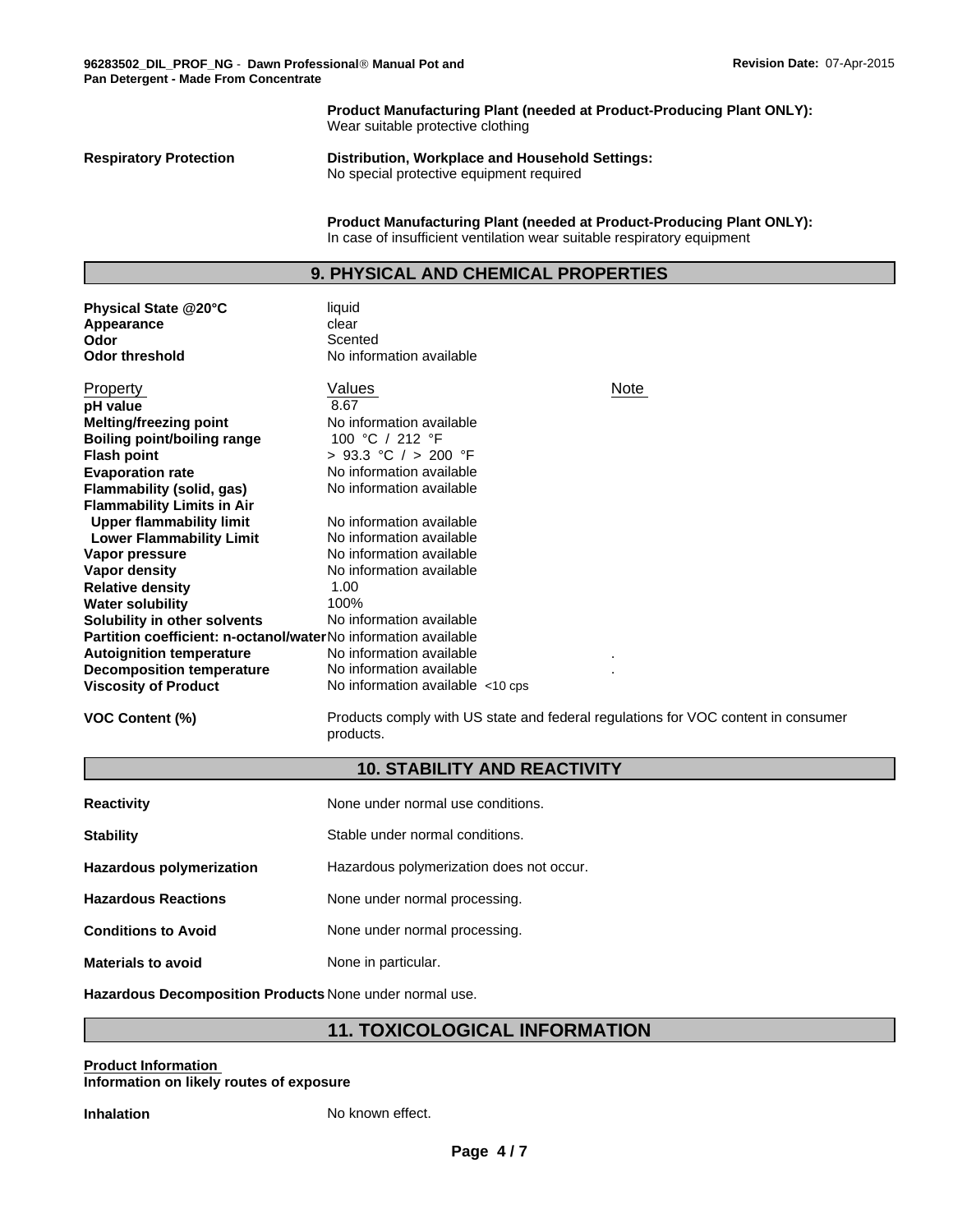| | |
|---|---|
| | **Product Manufacturing Plant (needed at Product-Producing Plant ONLY):** Wear suitable protective clothing |
| **Respiratory Protection** | **Distribution, Workplace and Household Settings:** No special protective equipment required |
| | **Product Manufacturing Plant (needed at Product-Producing Plant ONLY):** In case of insufficient ventilation wear suitable respiratory equipment |

## 9. PHYSICAL AND CHEMICAL PROPERTIES

| | |
|---|---|
| **Physical State @20°C** | liquid |
| **Appearance** | clear |
| **Odor** | Scented |
| **Odor threshold** | No information available |

| Property | Values | Note |
|---|---|---|
| **pH value** | 8.67 | |
| **Melting/freezing point** | No information available | |
| **Boiling point/boiling range** | 100 °C / 212 °F | |
| **Flash point** | > 93.3 °C / > 200 °F | |
| **Evaporation rate** | No information available | |
| **Flammability (solid, gas)** | No information available | |
| **Flammability Limits in Air** | | |
| **Upper flammability limit** | No information available | |
| **Lower Flammability Limit** | No information available | |
| **Vapor pressure** | No information available | |
| **Vapor density** | No information available | |
| **Relative density** | 1.00 | |
| **Water solubility** | 100% | |
| **Solubility in other solvents** | No information available | |
| **Partition coefficient: n-octanol/water** | No information available | |
| **Autoignition temperature** | No information available | . |
| **Decomposition temperature** | No information available | . |
| **Viscosity of Product** | No information available <10 cps | |

| | |
|---|---|
| **VOC Content (%)** | Products comply with US state and federal regulations for VOC content in consumer products. |

## 10. STABILITY AND REACTIVITY

| | |
|---|---|
| **Reactivity** | None under normal use conditions. |
| **Stability** | Stable under normal conditions. |
| **Hazardous polymerization** | Hazardous polymerization does not occur. |
| **Hazardous Reactions** | None under normal processing. |
| **Conditions to Avoid** | None under normal processing. |
| **Materials to avoid** | None in particular. |
| **Hazardous Decomposition Products** | None under normal use. |

## 11. TOXICOLOGICAL INFORMATION

**Product Information**

**Information on likely routes of exposure**

| | |
|---|---|
| **Inhalation** | No known effect. |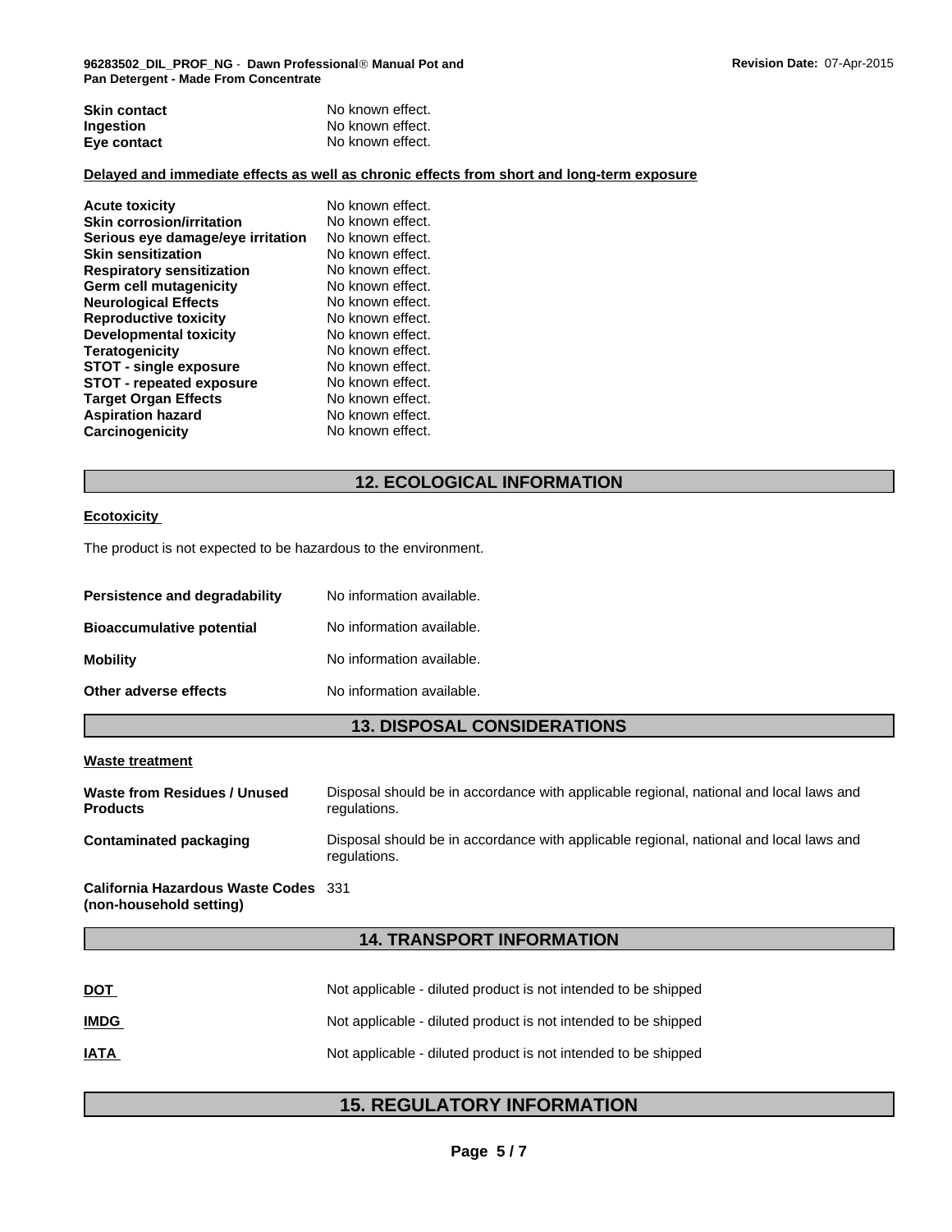| | |
|---|---|
| **Skin contact** | No known effect. |
| **Ingestion** | No known effect. |
| **Eye contact** | No known effect. |

**Delayed and immediate effects as well as chronic effects from short and long-term exposure**

| | |
|---|---|
| **Acute toxicity** | No known effect. |
| **Skin corrosion/irritation** | No known effect. |
| **Serious eye damage/eye irritation** | No known effect. |
| **Skin sensitization** | No known effect. |
| **Respiratory sensitization** | No known effect. |
| **Germ cell mutagenicity** | No known effect. |
| **Neurological Effects** | No known effect. |
| **Reproductive toxicity** | No known effect. |
| **Developmental toxicity** | No known effect. |
| **Teratogenicity** | No known effect. |
| **STOT - single exposure** | No known effect. |
| **STOT - repeated exposure** | No known effect. |
| **Target Organ Effects** | No known effect. |
| **Aspiration hazard** | No known effect. |
| **Carcinogenicity** | No known effect. |

## 12. ECOLOGICAL INFORMATION

**Ecotoxicity**

The product is not expected to be hazardous to the environment.

| | |
|---|---|
| **Persistence and degradability** | No information available. |
| **Bioaccumulative potential** | No information available. |
| **Mobility** | No information available. |
| **Other adverse effects** | No information available. |

## 13. DISPOSAL CONSIDERATIONS

**Waste treatment**

| | |
|---|---|
| **Waste from Residues / Unused Products** | Disposal should be in accordance with applicable regional, national and local laws and regulations. |
| **Contaminated packaging** | Disposal should be in accordance with applicable regional, national and local laws and regulations. |
| **California Hazardous Waste Codes (non-household setting)** | 331 |

## 14. TRANSPORT INFORMATION

| | |
|---|---|
| **DOT** | Not applicable - diluted product is not intended to be shipped |
| **IMDG** | Not applicable - diluted product is not intended to be shipped |
| **IATA** | Not applicable - diluted product is not intended to be shipped |

## 15. REGULATORY INFORMATION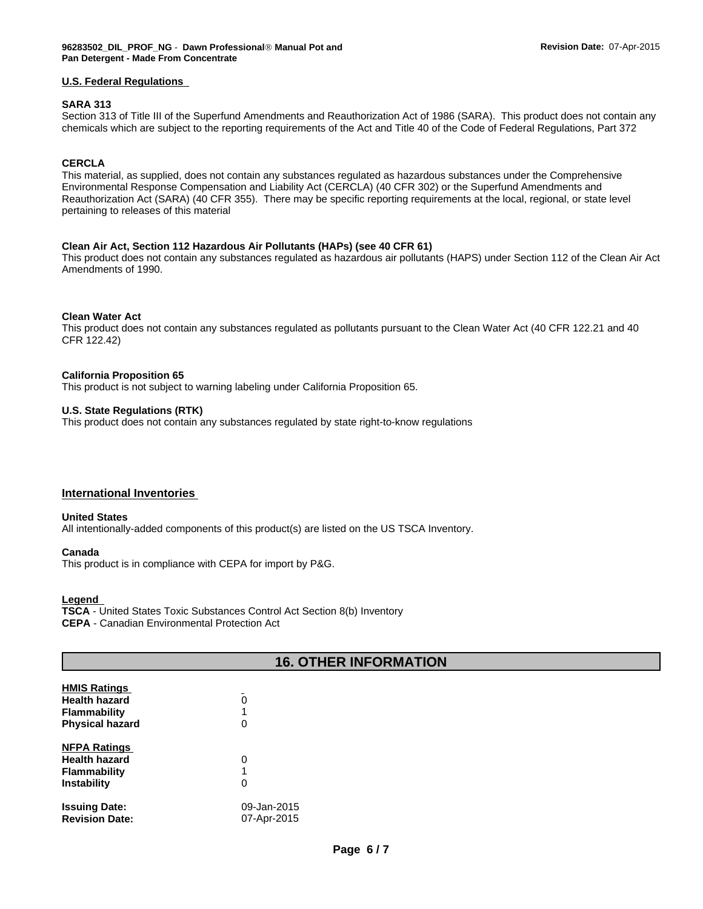## U.S. Federal Regulations

**SARA 313**

Section 313 of Title III of the Superfund Amendments and Reauthorization Act of 1986 (SARA). This product does not contain any chemicals which are subject to the reporting requirements of the Act and Title 40 of the Code of Federal Regulations, Part 372

**CERCLA**

This material, as supplied, does not contain any substances regulated as hazardous substances under the Comprehensive Environmental Response Compensation and Liability Act (CERCLA) (40 CFR 302) or the Superfund Amendments and Reauthorization Act (SARA) (40 CFR 355). There may be specific reporting requirements at the local, regional, or state level pertaining to releases of this material

**Clean Air Act, Section 112 Hazardous Air Pollutants (HAPs) (see 40 CFR 61)**

This product does not contain any substances regulated as hazardous air pollutants (HAPS) under Section 112 of the Clean Air Act Amendments of 1990.

**Clean Water Act**

This product does not contain any substances regulated as pollutants pursuant to the Clean Water Act (40 CFR 122.21 and 40 CFR 122.42)

**California Proposition 65**

This product is not subject to warning labeling under California Proposition 65.

**U.S. State Regulations (RTK)**

This product does not contain any substances regulated by state right-to-know regulations

## International Inventories

**United States**

All intentionally-added components of this product(s) are listed on the US TSCA Inventory.

**Canada**

This product is in compliance with CEPA for import by P&G.

**Legend**

**TSCA** - United States Toxic Substances Control Act Section 8(b) Inventory
**CEPA** - Canadian Environmental Protection Act

## 16. OTHER INFORMATION

| **HMIS Ratings** | - |
|---|---|
| **Health hazard** | 0 |
| **Flammability** | 1 |
| **Physical hazard** | 0 |

| **NFPA Ratings** | |
|---|---|
| **Health hazard** | 0 |
| **Flammability** | 1 |
| **Instability** | 0 |

**Issuing Date:** 09-Jan-2015
**Revision Date:** 07-Apr-2015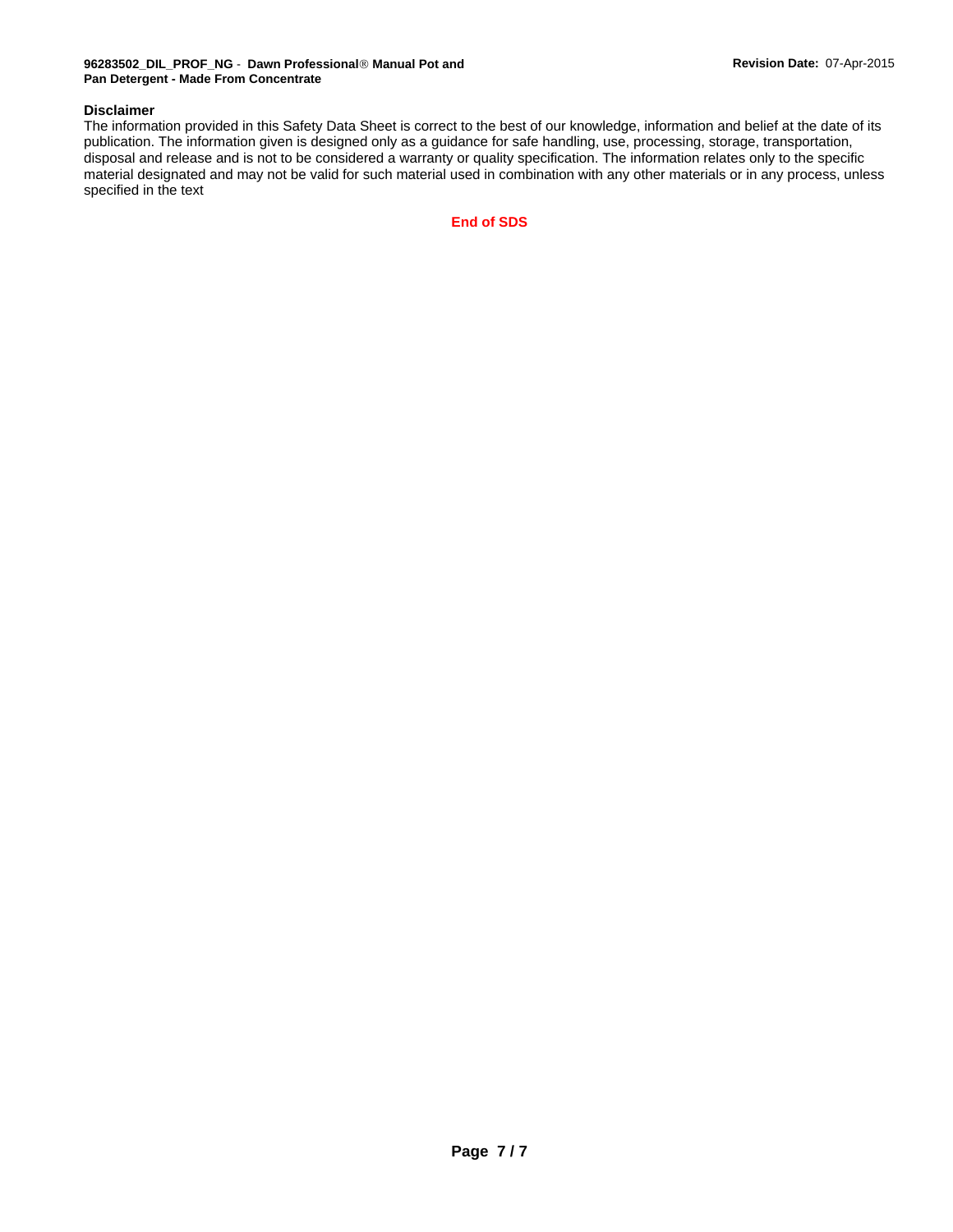### Disclaimer

The information provided in this Safety Data Sheet is correct to the best of our knowledge, information and belief at the date of its publication. The information given is designed only as a guidance for safe handling, use, processing, storage, transportation, disposal and release and is not to be considered a warranty or quality specification. The information relates only to the specific material designated and may not be valid for such material used in combination with any other materials or in any process, unless specified in the text

**End of SDS**